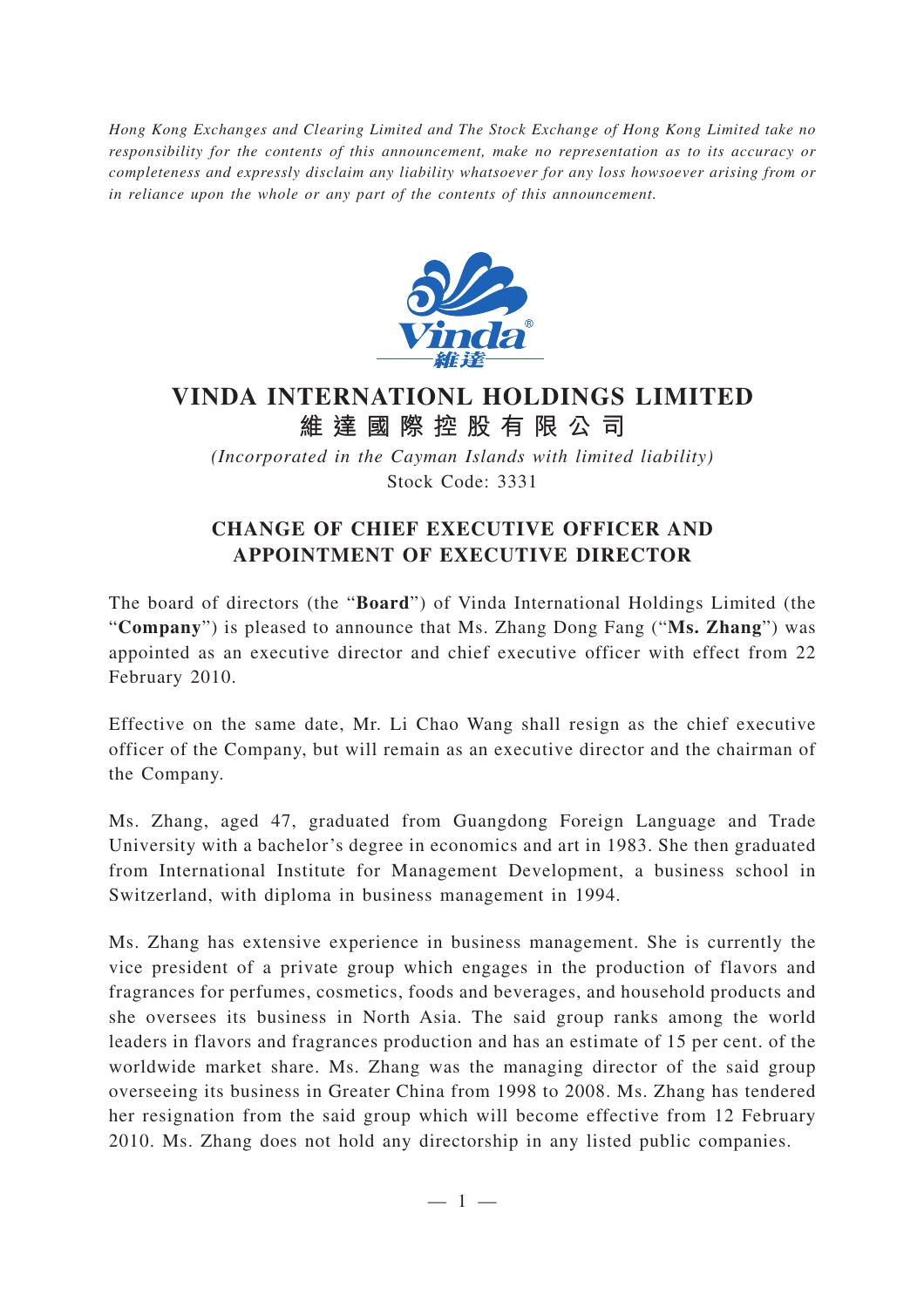*Hong Kong Exchanges and Clearing Limited and The Stock Exchange of Hong Kong Limited take no responsibility for the contents of this announcement, make no representation as to its accuracy or completeness and expressly disclaim any liability whatsoever for any loss howsoever arising from or in reliance upon the whole or any part of the contents of this announcement.*

# VINDA INTERNATIONL HOLDINGS LIMITED
# 維 達 國 際 控 股 有 限 公 司

*(Incorporated in the Cayman Islands with limited liability)*
Stock Code: 3331

## CHANGE OF CHIEF EXECUTIVE OFFICER AND APPOINTMENT OF EXECUTIVE DIRECTOR

The board of directors (the "**Board**") of Vinda International Holdings Limited (the "**Company**") is pleased to announce that Ms. Zhang Dong Fang ("**Ms. Zhang**") was appointed as an executive director and chief executive officer with effect from 22 February 2010.

Effective on the same date, Mr. Li Chao Wang shall resign as the chief executive officer of the Company, but will remain as an executive director and the chairman of the Company.

Ms. Zhang, aged 47, graduated from Guangdong Foreign Language and Trade University with a bachelor's degree in economics and art in 1983. She then graduated from International Institute for Management Development, a business school in Switzerland, with diploma in business management in 1994.

Ms. Zhang has extensive experience in business management. She is currently the vice president of a private group which engages in the production of flavors and fragrances for perfumes, cosmetics, foods and beverages, and household products and she oversees its business in North Asia. The said group ranks among the world leaders in flavors and fragrances production and has an estimate of 15 per cent. of the worldwide market share. Ms. Zhang was the managing director of the said group overseeing its business in Greater China from 1998 to 2008. Ms. Zhang has tendered her resignation from the said group which will become effective from 12 February 2010. Ms. Zhang does not hold any directorship in any listed public companies.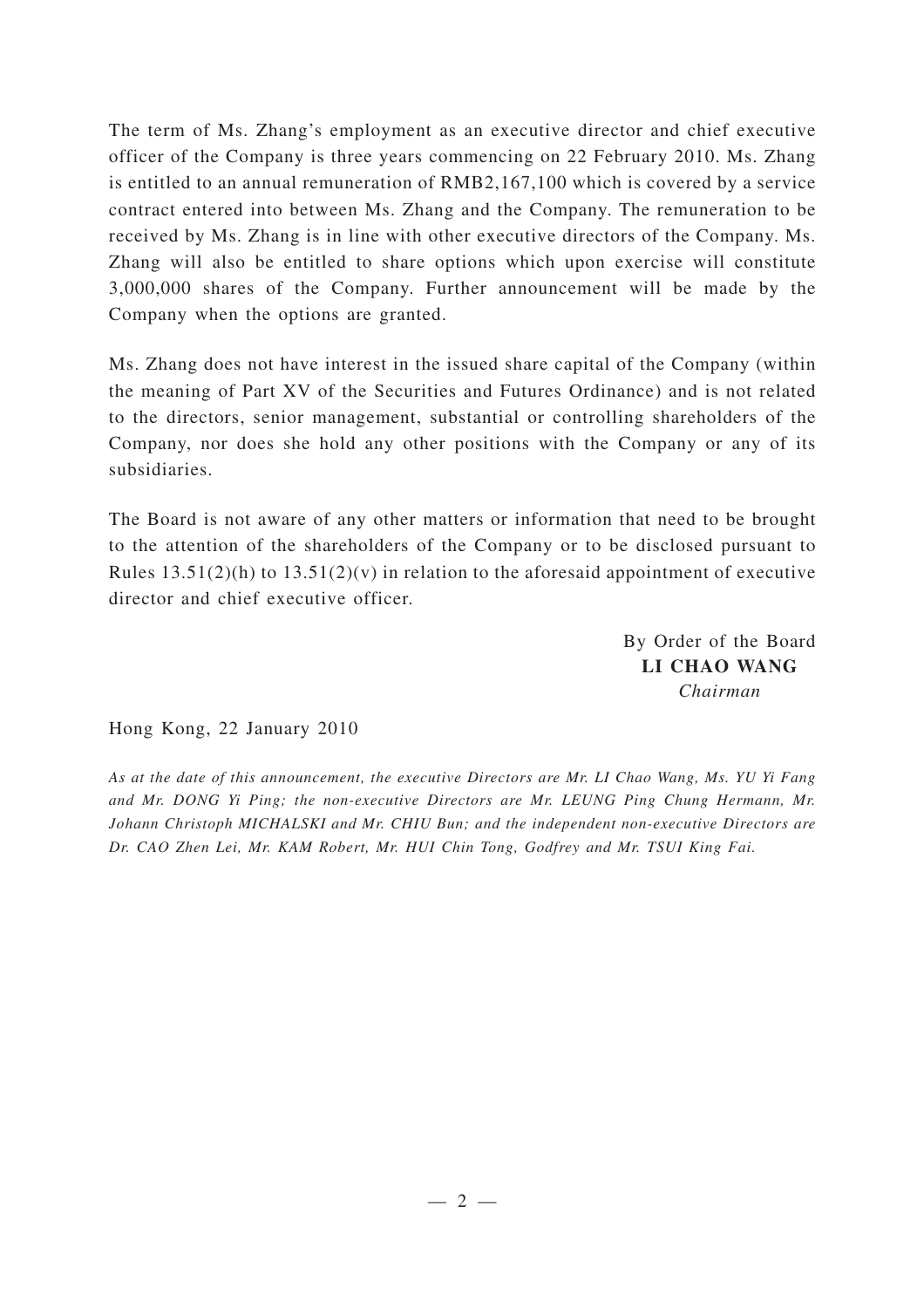The term of Ms. Zhang's employment as an executive director and chief executive officer of the Company is three years commencing on 22 February 2010. Ms. Zhang is entitled to an annual remuneration of RMB2,167,100 which is covered by a service contract entered into between Ms. Zhang and the Company. The remuneration to be received by Ms. Zhang is in line with other executive directors of the Company. Ms. Zhang will also be entitled to share options which upon exercise will constitute 3,000,000 shares of the Company. Further announcement will be made by the Company when the options are granted.

Ms. Zhang does not have interest in the issued share capital of the Company (within the meaning of Part XV of the Securities and Futures Ordinance) and is not related to the directors, senior management, substantial or controlling shareholders of the Company, nor does she hold any other positions with the Company or any of its subsidiaries.

The Board is not aware of any other matters or information that need to be brought to the attention of the shareholders of the Company or to be disclosed pursuant to Rules 13.51(2)(h) to 13.51(2)(v) in relation to the aforesaid appointment of executive director and chief executive officer.

By Order of the Board
**LI CHAO WANG**
*Chairman*

Hong Kong, 22 January 2010

*As at the date of this announcement, the executive Directors are Mr. LI Chao Wang, Ms. YU Yi Fang and Mr. DONG Yi Ping; the non-executive Directors are Mr. LEUNG Ping Chung Hermann, Mr. Johann Christoph MICHALSKI and Mr. CHIU Bun; and the independent non-executive Directors are Dr. CAO Zhen Lei, Mr. KAM Robert, Mr. HUI Chin Tong, Godfrey and Mr. TSUI King Fai.*